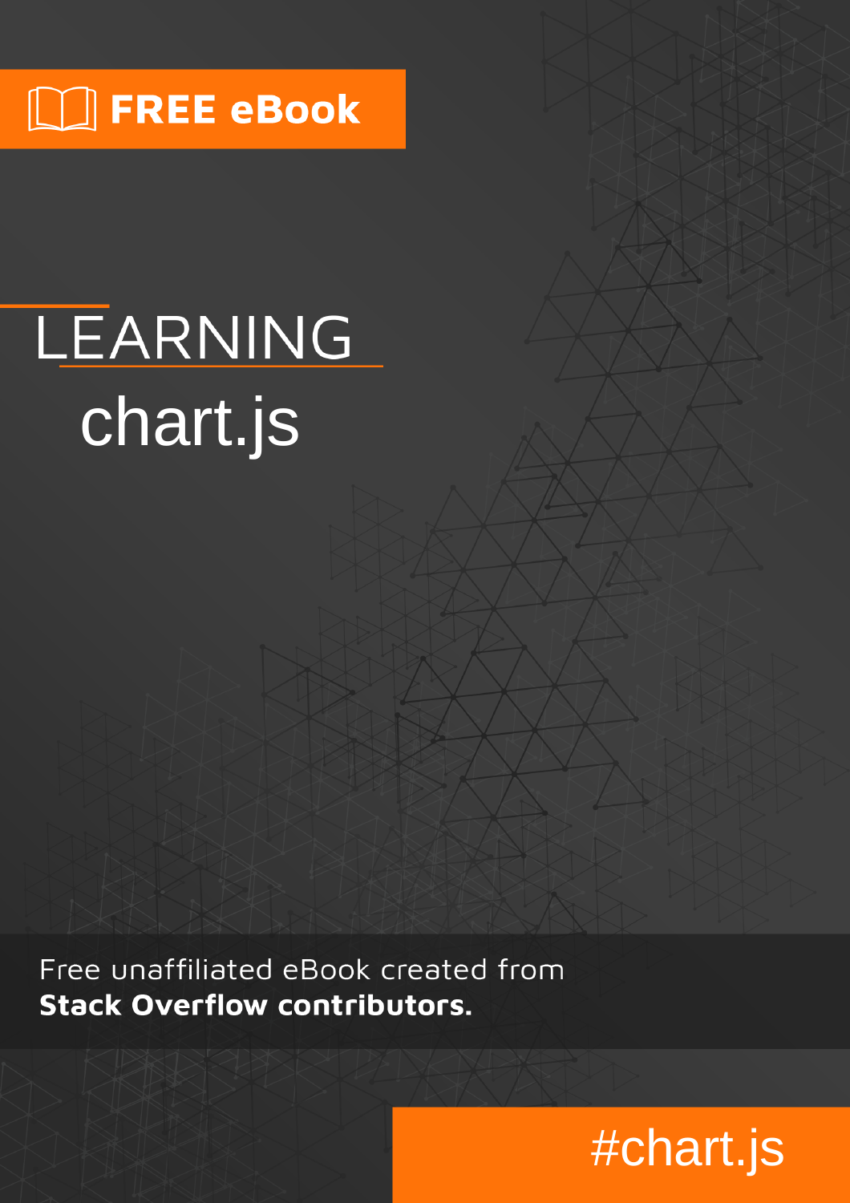FREE eBook

# LEARNING chart.js

Free unaffiliated eBook created from **Stack Overflow contributors.**

#chart.js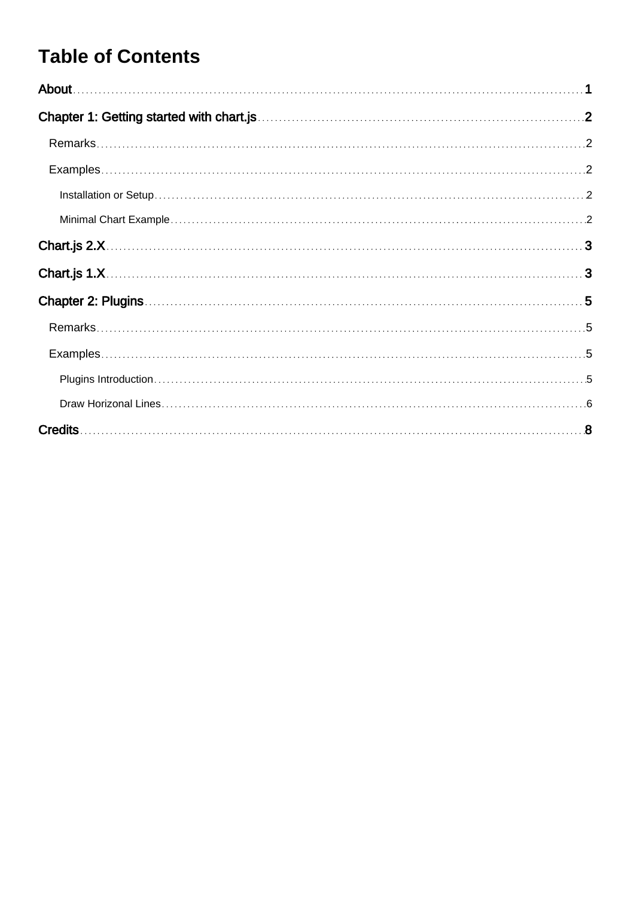# Table of Contents

About ... 1

Chapter 1: Getting started with chart.js ... 2

- Remarks ... 2
- Examples ... 2
  - Installation or Setup ... 2
  - Minimal Chart Example ... 2

Chart.js 2.X ... 3

Chart.js 1.X ... 3

Chapter 2: Plugins ... 5

- Remarks ... 5
- Examples ... 5
  - Plugins Introduction ... 5
  - Draw Horizonal Lines ... 6

Credits ... 8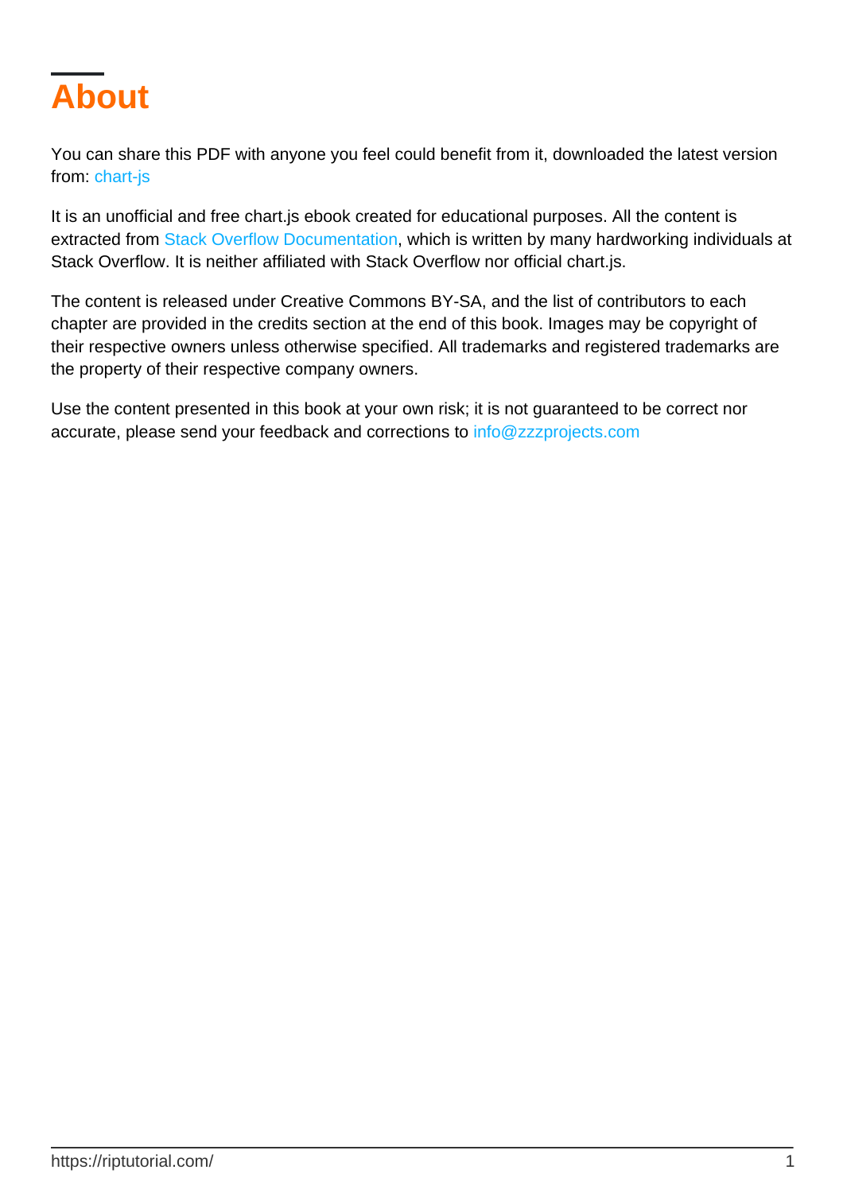# About

You can share this PDF with anyone you feel could benefit from it, downloaded the latest version from: chart-js

It is an unofficial and free chart.js ebook created for educational purposes. All the content is extracted from Stack Overflow Documentation, which is written by many hardworking individuals at Stack Overflow. It is neither affiliated with Stack Overflow nor official chart.js.

The content is released under Creative Commons BY-SA, and the list of contributors to each chapter are provided in the credits section at the end of this book. Images may be copyright of their respective owners unless otherwise specified. All trademarks and registered trademarks are the property of their respective company owners.

Use the content presented in this book at your own risk; it is not guaranteed to be correct nor accurate, please send your feedback and corrections to info@zzzprojects.com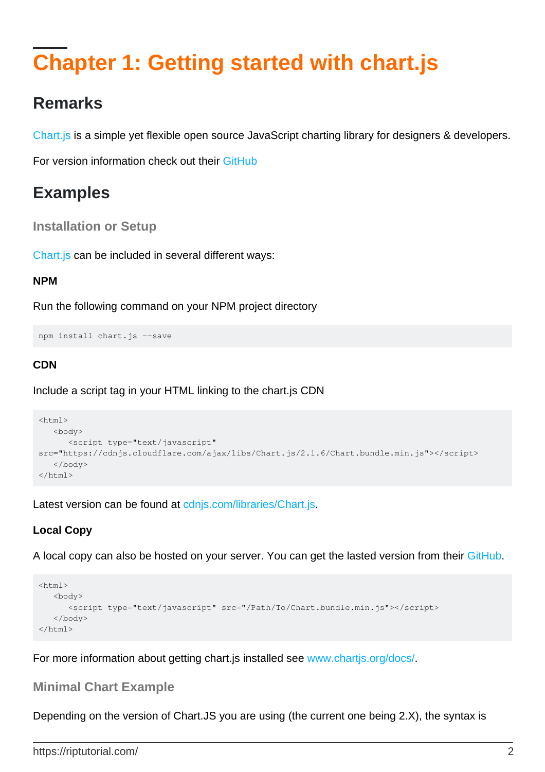# Chapter 1: Getting started with chart.js

## Remarks

Chart.js is a simple yet flexible open source JavaScript charting library for designers & developers.

For version information check out their GitHub

## Examples

### Installation or Setup

Chart.js can be included in several different ways:

**NPM**

Run the following command on your NPM project directory

```
npm install chart.js --save
```

**CDN**

Include a script tag in your HTML linking to the chart.js CDN

```
<html>
   <body>
      <script type="text/javascript"
src="https://cdnjs.cloudflare.com/ajax/libs/Chart.js/2.1.6/Chart.bundle.min.js"></script>
   </body>
</html>
```

Latest version can be found at cdnjs.com/libraries/Chart.js.

**Local Copy**

A local copy can also be hosted on your server. You can get the lasted version from their GitHub.

```
<html>
   <body>
      <script type="text/javascript" src="/Path/To/Chart.bundle.min.js"></script>
   </body>
</html>
```

For more information about getting chart.js installed see www.chartjs.org/docs/.

### Minimal Chart Example

Depending on the version of Chart.JS you are using (the current one being 2.X), the syntax is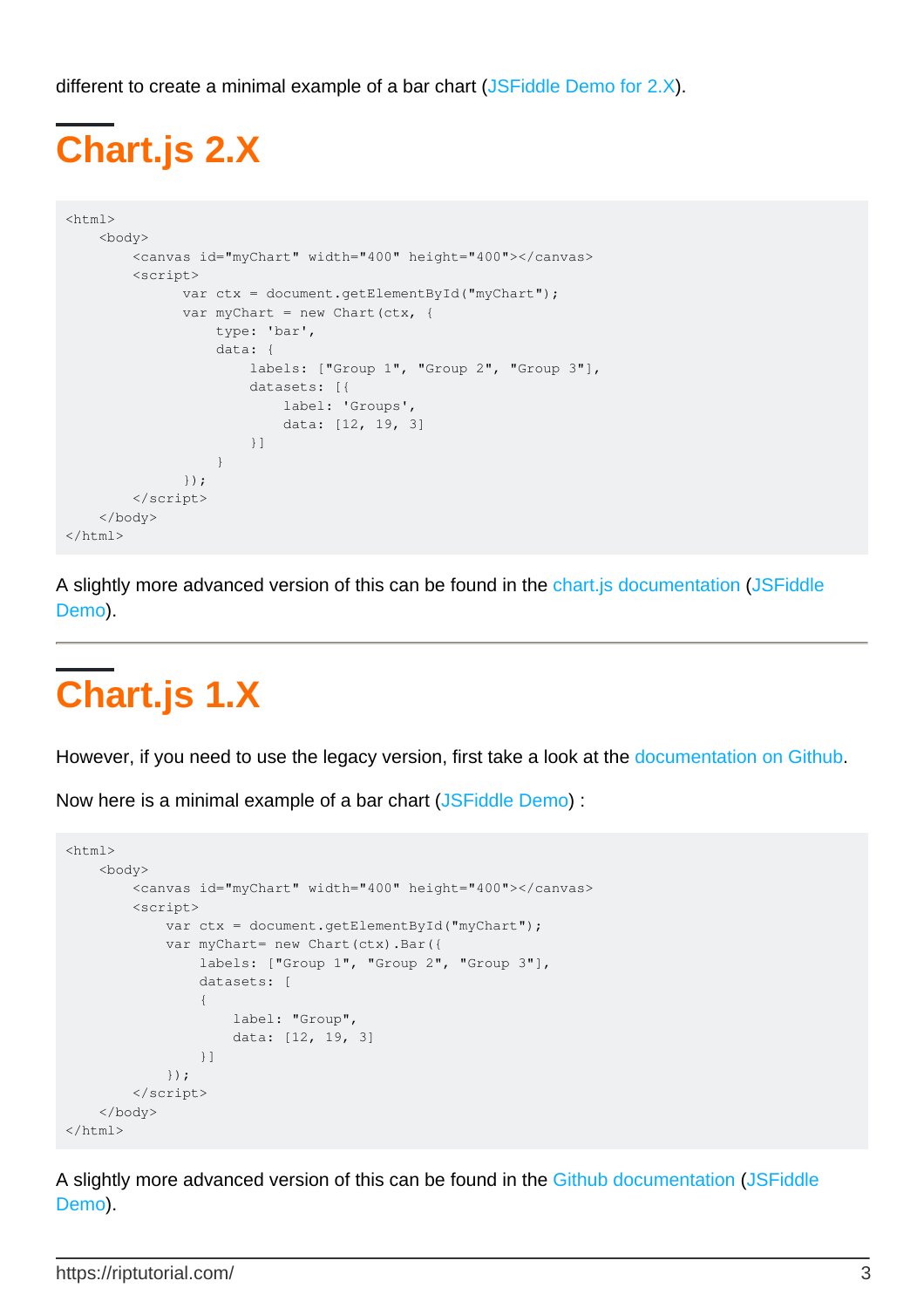different to create a minimal example of a bar chart (JSFiddle Demo for 2.X).

# Chart.js 2.X

```
<html>
    <body>
        <canvas id="myChart" width="400" height="400"></canvas>
        <script>
              var ctx = document.getElementById("myChart");
              var myChart = new Chart(ctx, {
                  type: 'bar',
                  data: {
                      labels: ["Group 1", "Group 2", "Group 3"],
                      datasets: [{
                          label: 'Groups',
                          data: [12, 19, 3]
                      }]
                  }
              });
        </script>
    </body>
</html>
```

A slightly more advanced version of this can be found in the chart.js documentation (JSFiddle Demo).

---

# Chart.js 1.X

However, if you need to use the legacy version, first take a look at the documentation on Github.

Now here is a minimal example of a bar chart (JSFiddle Demo) :

```
<html>
    <body>
        <canvas id="myChart" width="400" height="400"></canvas>
        <script>
            var ctx = document.getElementById("myChart");
            var myChart= new Chart(ctx).Bar({
                labels: ["Group 1", "Group 2", "Group 3"],
                datasets: [
                {
                    label: "Group",
                    data: [12, 19, 3]
                }]
            });
        </script>
    </body>
</html>
```

A slightly more advanced version of this can be found in the Github documentation (JSFiddle Demo).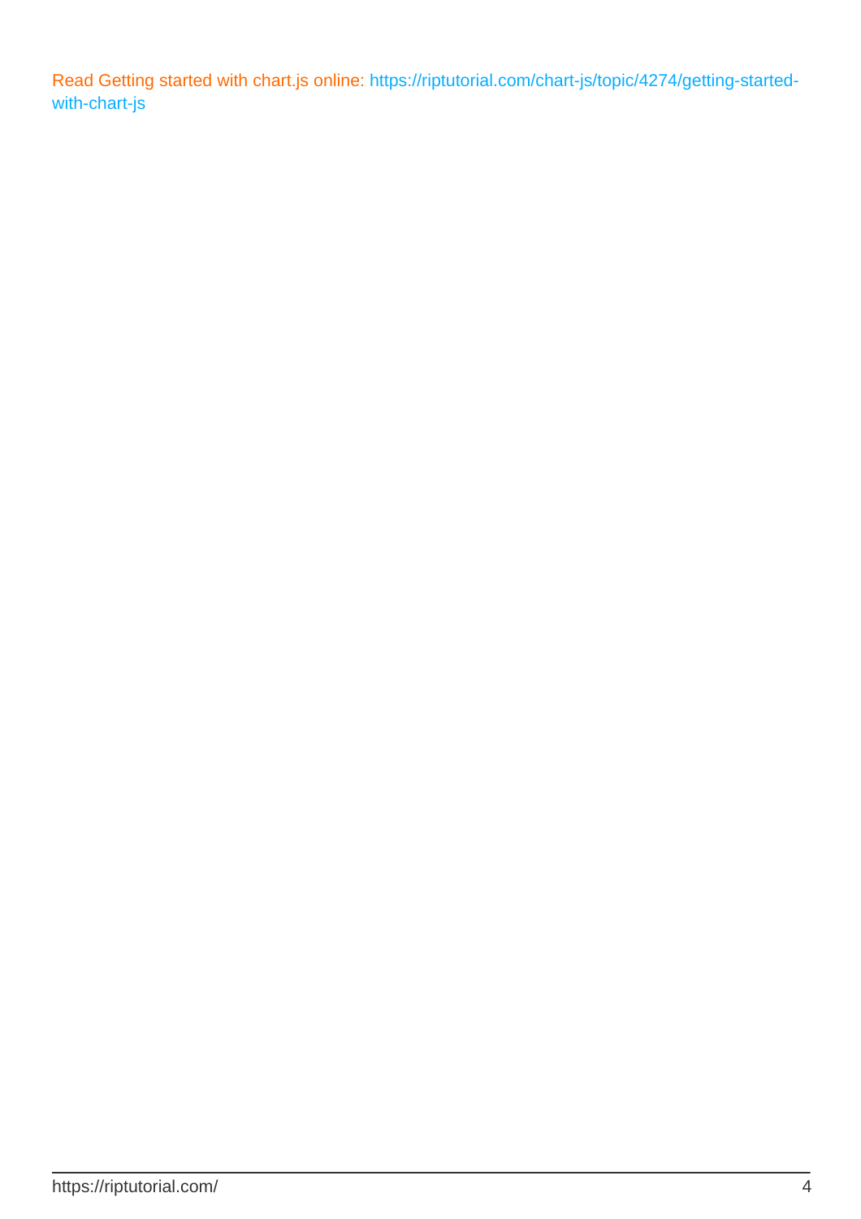Read Getting started with chart.js online: https://riptutorial.com/chart-js/topic/4274/getting-started-with-chart-js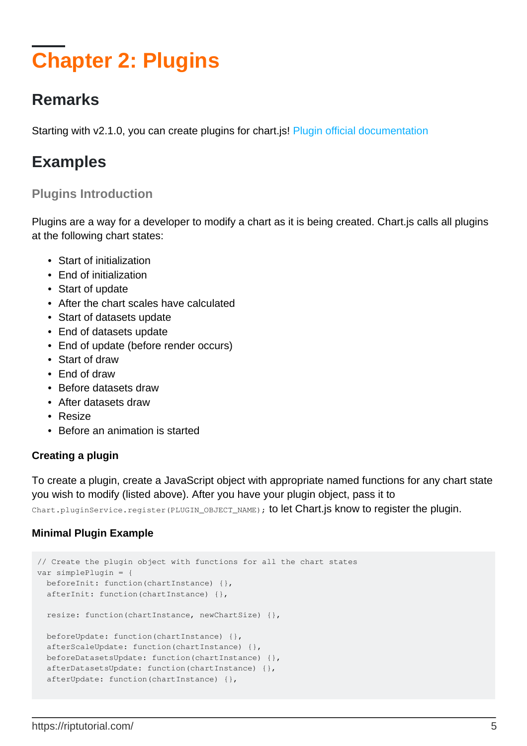# Chapter 2: Plugins

## Remarks

Starting with v2.1.0, you can create plugins for chart.js! Plugin official documentation

## Examples

### Plugins Introduction

Plugins are a way for a developer to modify a chart as it is being created. Chart.js calls all plugins at the following chart states:

- Start of initialization
- End of initialization
- Start of update
- After the chart scales have calculated
- Start of datasets update
- End of datasets update
- End of update (before render occurs)
- Start of draw
- End of draw
- Before datasets draw
- After datasets draw
- Resize
- Before an animation is started

#### Creating a plugin

To create a plugin, create a JavaScript object with appropriate named functions for any chart state you wish to modify (listed above). After you have your plugin object, pass it to `Chart.pluginService.register(PLUGIN_OBJECT_NAME);` to let Chart.js know to register the plugin.

#### Minimal Plugin Example

```
// Create the plugin object with functions for all the chart states
var simplePlugin = {
  beforeInit: function(chartInstance) {},
  afterInit: function(chartInstance) {},

  resize: function(chartInstance, newChartSize) {},

  beforeUpdate: function(chartInstance) {},
  afterScaleUpdate: function(chartInstance) {},
  beforeDatasetsUpdate: function(chartInstance) {},
  afterDatasetsUpdate: function(chartInstance) {},
  afterUpdate: function(chartInstance) {},
```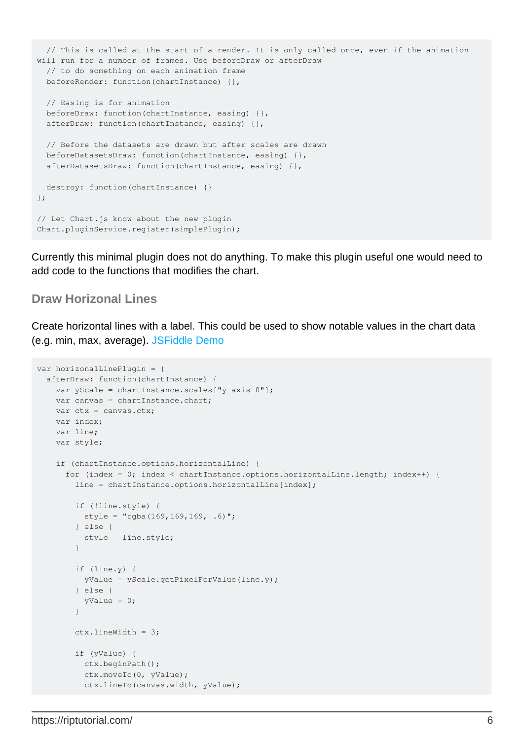```
  // This is called at the start of a render. It is only called once, even if the animation
will run for a number of frames. Use beforeDraw or afterDraw
  // to do something on each animation frame
  beforeRender: function(chartInstance) {},

  // Easing is for animation
  beforeDraw: function(chartInstance, easing) {},
  afterDraw: function(chartInstance, easing) {},

  // Before the datasets are drawn but after scales are drawn
  beforeDatasetsDraw: function(chartInstance, easing) {},
  afterDatasetsDraw: function(chartInstance, easing) {},

  destroy: function(chartInstance) {}
};

// Let Chart.js know about the new plugin
Chart.pluginService.register(simplePlugin);
```

Currently this minimal plugin does not do anything. To make this plugin useful one would need to add code to the functions that modifies the chart.

### Draw Horizonal Lines

Create horizontal lines with a label. This could be used to show notable values in the chart data (e.g. min, max, average). JSFiddle Demo

```
var horizonalLinePlugin = {
  afterDraw: function(chartInstance) {
    var yScale = chartInstance.scales["y-axis-0"];
    var canvas = chartInstance.chart;
    var ctx = canvas.ctx;
    var index;
    var line;
    var style;

    if (chartInstance.options.horizontalLine) {
      for (index = 0; index < chartInstance.options.horizontalLine.length; index++) {
        line = chartInstance.options.horizontalLine[index];

        if (!line.style) {
          style = "rgba(169,169,169, .6)";
        } else {
          style = line.style;
        }

        if (line.y) {
          yValue = yScale.getPixelForValue(line.y);
        } else {
          yValue = 0;
        }

        ctx.lineWidth = 3;

        if (yValue) {
          ctx.beginPath();
          ctx.moveTo(0, yValue);
          ctx.lineTo(canvas.width, yValue);
```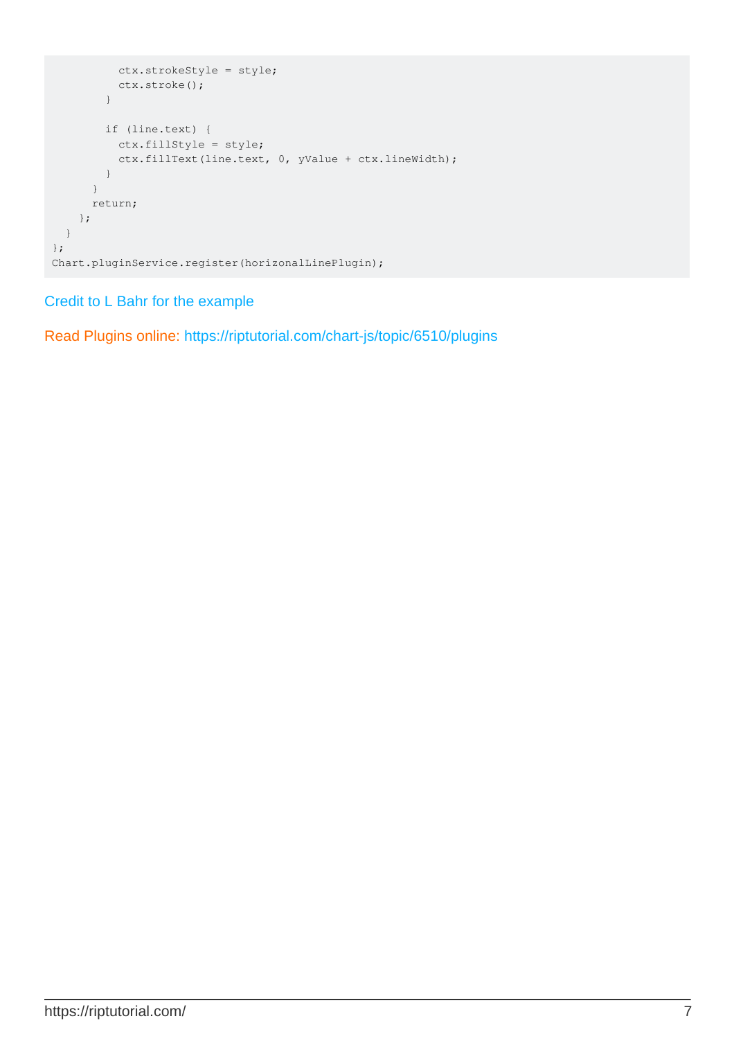```
          ctx.strokeStyle = style;
          ctx.stroke();
        }

        if (line.text) {
          ctx.fillStyle = style;
          ctx.fillText(line.text, 0, yValue + ctx.lineWidth);
        }
      }
      return;
    };
  }
};
Chart.pluginService.register(horizonalLinePlugin);
```

Credit to L Bahr for the example

Read Plugins online: https://riptutorial.com/chart-js/topic/6510/plugins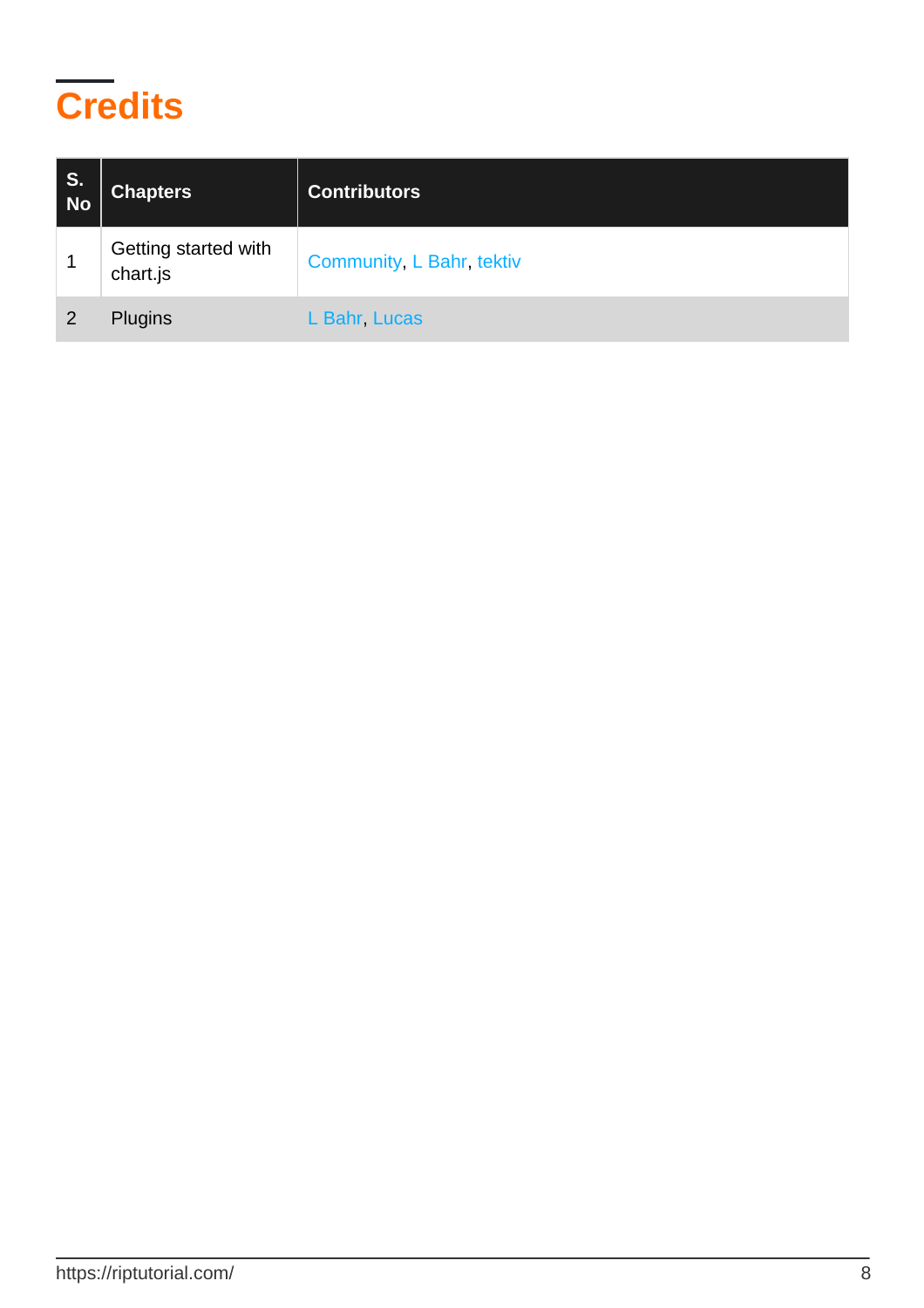# Credits

| S. No | Chapters | Contributors |
|---|---|---|
| 1 | Getting started with chart.js | Community, L Bahr, tektiv |
| 2 | Plugins | L Bahr, Lucas |